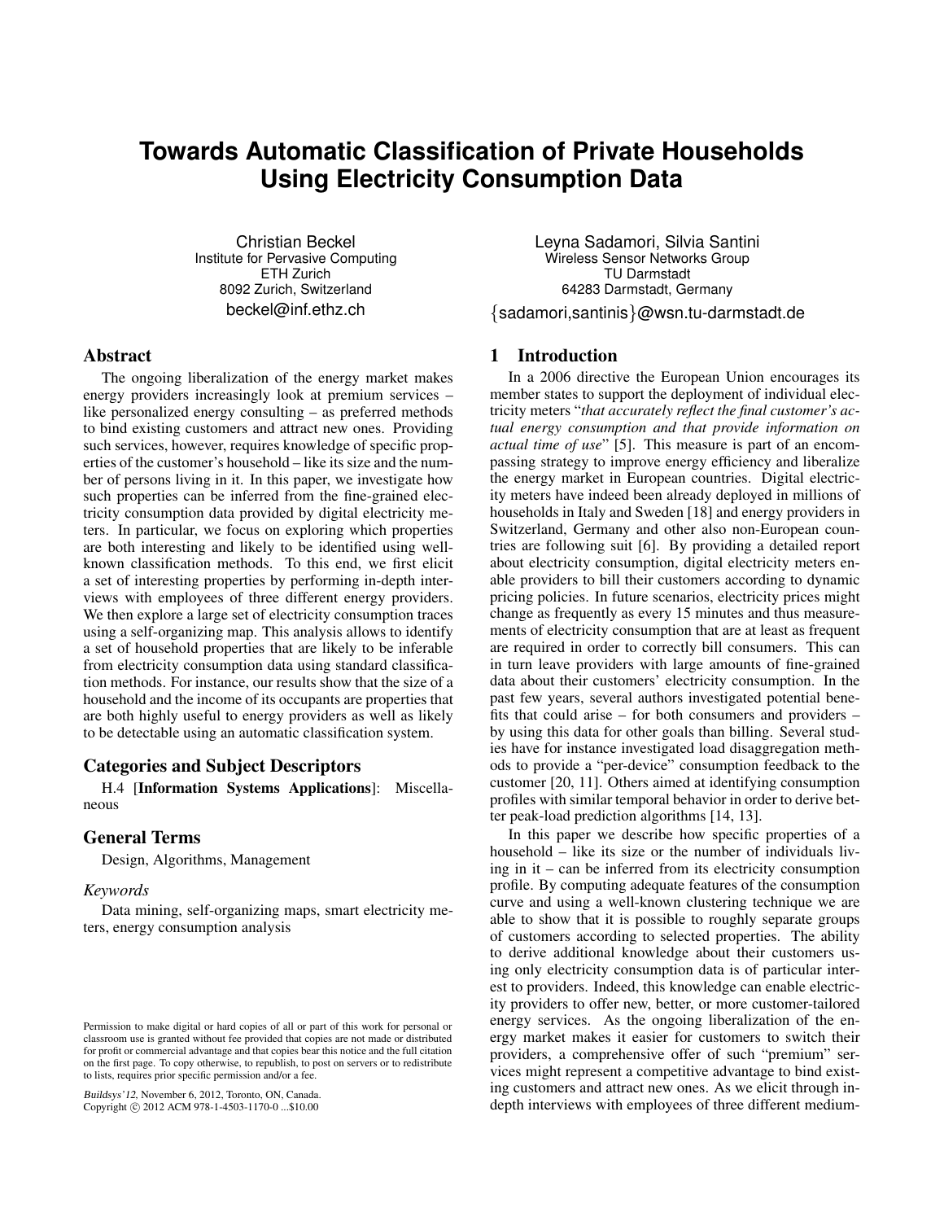# Towards Automatic Classification of Private Households Using Electricity Consumption Data

Christian Beckel
Institute for Pervasive Computing
ETH Zurich
8092 Zurich, Switzerland
beckel@inf.ethz.ch

Leyna Sadamori, Silvia Santini
Wireless Sensor Networks Group
TU Darmstadt
64283 Darmstadt, Germany
{sadamori,santinis}@wsn.tu-darmstadt.de

## Abstract

The ongoing liberalization of the energy market makes energy providers increasingly look at premium services – like personalized energy consulting – as preferred methods to bind existing customers and attract new ones. Providing such services, however, requires knowledge of specific properties of the customer's household – like its size and the number of persons living in it. In this paper, we investigate how such properties can be inferred from the fine-grained electricity consumption data provided by digital electricity meters. In particular, we focus on exploring which properties are both interesting and likely to be identified using well-known classification methods. To this end, we first elicit a set of interesting properties by performing in-depth interviews with employees of three different energy providers. We then explore a large set of electricity consumption traces using a self-organizing map. This analysis allows to identify a set of household properties that are likely to be inferable from electricity consumption data using standard classification methods. For instance, our results show that the size of a household and the income of its occupants are properties that are both highly useful to energy providers as well as likely to be detectable using an automatic classification system.

## Categories and Subject Descriptors

H.4 [**Information Systems Applications**]: Miscellaneous

## General Terms

Design, Algorithms, Management

### *Keywords*

Data mining, self-organizing maps, smart electricity meters, energy consumption analysis

Permission to make digital or hard copies of all or part of this work for personal or classroom use is granted without fee provided that copies are not made or distributed for profit or commercial advantage and that copies bear this notice and the full citation on the first page. To copy otherwise, to republish, to post on servers or to redistribute to lists, requires prior specific permission and/or a fee.

*Buildsys'12*, November 6, 2012, Toronto, ON, Canada.
Copyright © 2012 ACM 978-1-4503-1170-0 ...$10.00

## 1 Introduction

In a 2006 directive the European Union encourages its member states to support the deployment of individual electricity meters "*that accurately reflect the final customer's actual energy consumption and that provide information on actual time of use*" [5]. This measure is part of an encompassing strategy to improve energy efficiency and liberalize the energy market in European countries. Digital electricity meters have indeed been already deployed in millions of households in Italy and Sweden [18] and energy providers in Switzerland, Germany and other also non-European countries are following suit [6]. By providing a detailed report about electricity consumption, digital electricity meters enable providers to bill their customers according to dynamic pricing policies. In future scenarios, electricity prices might change as frequently as every 15 minutes and thus measurements of electricity consumption that are at least as frequent are required in order to correctly bill consumers. This can in turn leave providers with large amounts of fine-grained data about their customers' electricity consumption. In the past few years, several authors investigated potential benefits that could arise – for both consumers and providers – by using this data for other goals than billing. Several studies have for instance investigated load disaggregation methods to provide a "per-device" consumption feedback to the customer [20, 11]. Others aimed at identifying consumption profiles with similar temporal behavior in order to derive better peak-load prediction algorithms [14, 13].

In this paper we describe how specific properties of a household – like its size or the number of individuals living in it – can be inferred from its electricity consumption profile. By computing adequate features of the consumption curve and using a well-known clustering technique we are able to show that it is possible to roughly separate groups of customers according to selected properties. The ability to derive additional knowledge about their customers using only electricity consumption data is of particular interest to providers. Indeed, this knowledge can enable electricity providers to offer new, better, or more customer-tailored energy services. As the ongoing liberalization of the energy market makes it easier for customers to switch their providers, a comprehensive offer of such "premium" services might represent a competitive advantage to bind existing customers and attract new ones. As we elicit through in-depth interviews with employees of three different medium-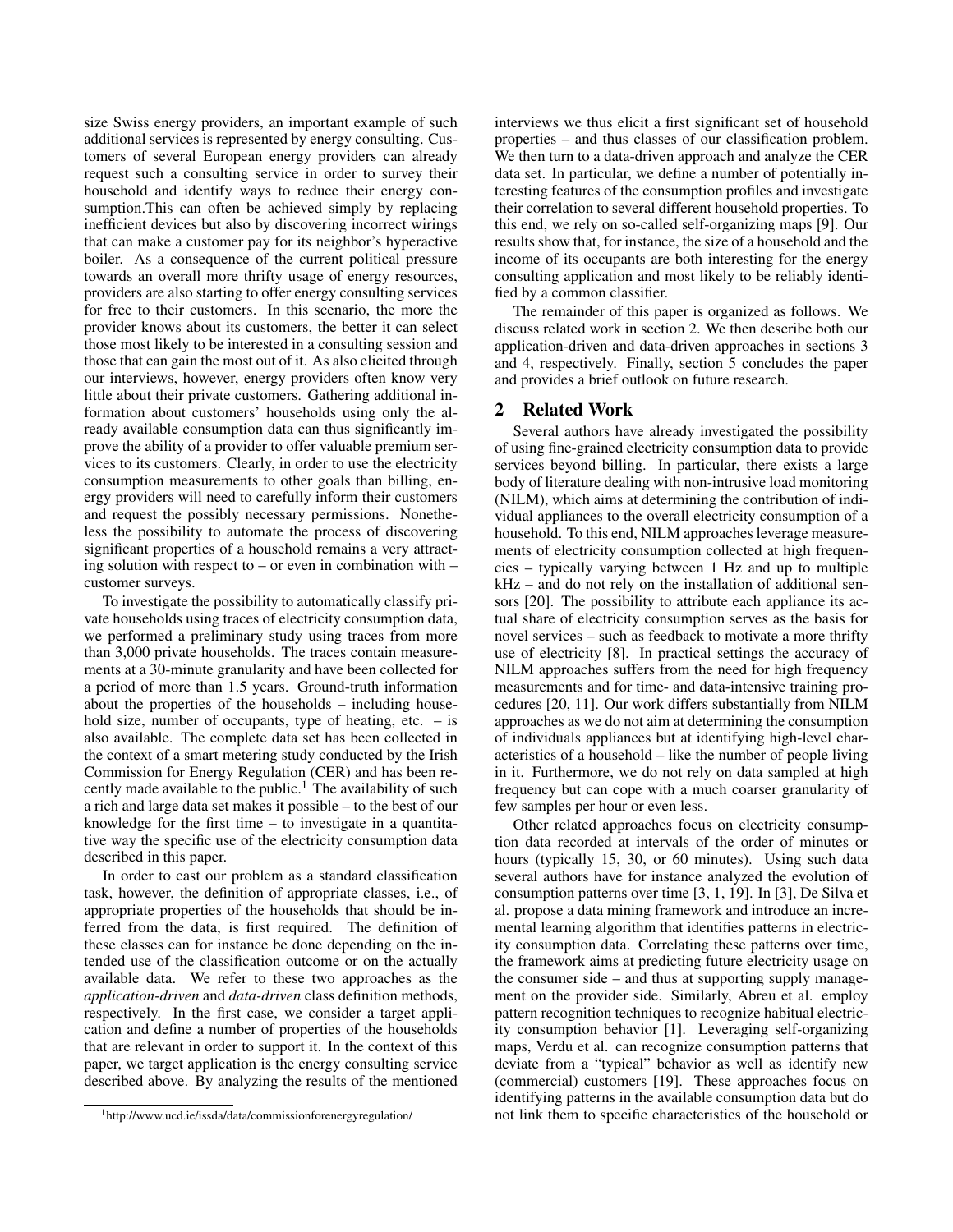size Swiss energy providers, an important example of such additional services is represented by energy consulting. Customers of several European energy providers can already request such a consulting service in order to survey their household and identify ways to reduce their energy consumption.This can often be achieved simply by replacing inefficient devices but also by discovering incorrect wirings that can make a customer pay for its neighbor's hyperactive boiler. As a consequence of the current political pressure towards an overall more thrifty usage of energy resources, providers are also starting to offer energy consulting services for free to their customers. In this scenario, the more the provider knows about its customers, the better it can select those most likely to be interested in a consulting session and those that can gain the most out of it. As also elicited through our interviews, however, energy providers often know very little about their private customers. Gathering additional information about customers' households using only the already available consumption data can thus significantly improve the ability of a provider to offer valuable premium services to its customers. Clearly, in order to use the electricity consumption measurements to other goals than billing, energy providers will need to carefully inform their customers and request the possibly necessary permissions. Nonetheless the possibility to automate the process of discovering significant properties of a household remains a very attracting solution with respect to – or even in combination with – customer surveys.

To investigate the possibility to automatically classify private households using traces of electricity consumption data, we performed a preliminary study using traces from more than 3,000 private households. The traces contain measurements at a 30-minute granularity and have been collected for a period of more than 1.5 years. Ground-truth information about the properties of the households – including household size, number of occupants, type of heating, etc. – is also available. The complete data set has been collected in the context of a smart metering study conducted by the Irish Commission for Energy Regulation (CER) and has been recently made available to the public.[1] The availability of such a rich and large data set makes it possible – to the best of our knowledge for the first time – to investigate in a quantitative way the specific use of the electricity consumption data described in this paper.

In order to cast our problem as a standard classification task, however, the definition of appropriate classes, i.e., of appropriate properties of the households that should be inferred from the data, is first required. The definition of these classes can for instance be done depending on the intended use of the classification outcome or on the actually available data. We refer to these two approaches as the *application-driven* and *data-driven* class definition methods, respectively. In the first case, we consider a target application and define a number of properties of the households that are relevant in order to support it. In the context of this paper, we target application is the energy consulting service described above. By analyzing the results of the mentioned interviews we thus elicit a first significant set of household properties – and thus classes of our classification problem. We then turn to a data-driven approach and analyze the CER data set. In particular, we define a number of potentially interesting features of the consumption profiles and investigate their correlation to several different household properties. To this end, we rely on so-called self-organizing maps [9]. Our results show that, for instance, the size of a household and the income of its occupants are both interesting for the energy consulting application and most likely to be reliably identified by a common classifier.

The remainder of this paper is organized as follows. We discuss related work in section 2. We then describe both our application-driven and data-driven approaches in sections 3 and 4, respectively. Finally, section 5 concludes the paper and provides a brief outlook on future research.

## 2 Related Work

Several authors have already investigated the possibility of using fine-grained electricity consumption data to provide services beyond billing. In particular, there exists a large body of literature dealing with non-intrusive load monitoring (NILM), which aims at determining the contribution of individual appliances to the overall electricity consumption of a household. To this end, NILM approaches leverage measurements of electricity consumption collected at high frequencies – typically varying between 1 Hz and up to multiple kHz – and do not rely on the installation of additional sensors [20]. The possibility to attribute each appliance its actual share of electricity consumption serves as the basis for novel services – such as feedback to motivate a more thrifty use of electricity [8]. In practical settings the accuracy of NILM approaches suffers from the need for high frequency measurements and for time- and data-intensive training procedures [20, 11]. Our work differs substantially from NILM approaches as we do not aim at determining the consumption of individuals appliances but at identifying high-level characteristics of a household – like the number of people living in it. Furthermore, we do not rely on data sampled at high frequency but can cope with a much coarser granularity of few samples per hour or even less.

Other related approaches focus on electricity consumption data recorded at intervals of the order of minutes or hours (typically 15, 30, or 60 minutes). Using such data several authors have for instance analyzed the evolution of consumption patterns over time [3, 1, 19]. In [3], De Silva et al. propose a data mining framework and introduce an incremental learning algorithm that identifies patterns in electricity consumption data. Correlating these patterns over time, the framework aims at predicting future electricity usage on the consumer side – and thus at supporting supply management on the provider side. Similarly, Abreu et al. employ pattern recognition techniques to recognize habitual electricity consumption behavior [1]. Leveraging self-organizing maps, Verdu et al. can recognize consumption patterns that deviate from a "typical" behavior as well as identify new (commercial) customers [19]. These approaches focus on identifying patterns in the available consumption data but do not link them to specific characteristics of the household or

[1] http://www.ucd.ie/issda/data/commissionforenergyregulation/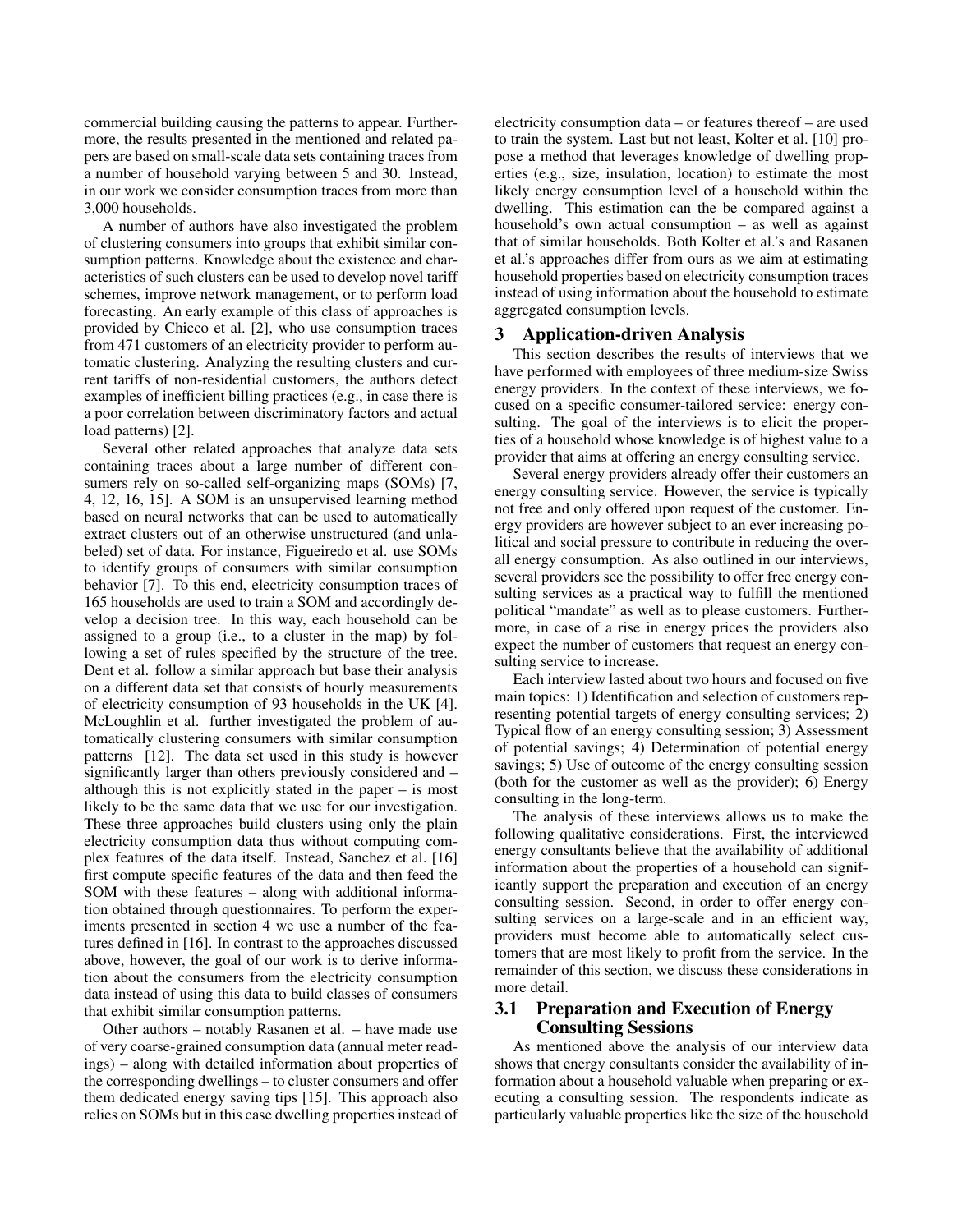commercial building causing the patterns to appear. Furthermore, the results presented in the mentioned and related papers are based on small-scale data sets containing traces from a number of household varying between 5 and 30. Instead, in our work we consider consumption traces from more than 3,000 households.

A number of authors have also investigated the problem of clustering consumers into groups that exhibit similar consumption patterns. Knowledge about the existence and characteristics of such clusters can be used to develop novel tariff schemes, improve network management, or to perform load forecasting. An early example of this class of approaches is provided by Chicco et al. [2], who use consumption traces from 471 customers of an electricity provider to perform automatic clustering. Analyzing the resulting clusters and current tariffs of non-residential customers, the authors detect examples of inefficient billing practices (e.g., in case there is a poor correlation between discriminatory factors and actual load patterns) [2].

Several other related approaches that analyze data sets containing traces about a large number of different consumers rely on so-called self-organizing maps (SOMs) [7, 4, 12, 16, 15]. A SOM is an unsupervised learning method based on neural networks that can be used to automatically extract clusters out of an otherwise unstructured (and unlabeled) set of data. For instance, Figueiredo et al. use SOMs to identify groups of consumers with similar consumption behavior [7]. To this end, electricity consumption traces of 165 households are used to train a SOM and accordingly develop a decision tree. In this way, each household can be assigned to a group (i.e., to a cluster in the map) by following a set of rules specified by the structure of the tree. Dent et al. follow a similar approach but base their analysis on a different data set that consists of hourly measurements of electricity consumption of 93 households in the UK [4]. McLoughlin et al. further investigated the problem of automatically clustering consumers with similar consumption patterns [12]. The data set used in this study is however significantly larger than others previously considered and – although this is not explicitly stated in the paper – is most likely to be the same data that we use for our investigation. These three approaches build clusters using only the plain electricity consumption data thus without computing complex features of the data itself. Instead, Sanchez et al. [16] first compute specific features of the data and then feed the SOM with these features – along with additional information obtained through questionnaires. To perform the experiments presented in section 4 we use a number of the features defined in [16]. In contrast to the approaches discussed above, however, the goal of our work is to derive information about the consumers from the electricity consumption data instead of using this data to build classes of consumers that exhibit similar consumption patterns.

Other authors – notably Rasanen et al. – have made use of very coarse-grained consumption data (annual meter readings) – along with detailed information about properties of the corresponding dwellings – to cluster consumers and offer them dedicated energy saving tips [15]. This approach also relies on SOMs but in this case dwelling properties instead of electricity consumption data – or features thereof – are used to train the system. Last but not least, Kolter et al. [10] propose a method that leverages knowledge of dwelling properties (e.g., size, insulation, location) to estimate the most likely energy consumption level of a household within the dwelling. This estimation can the be compared against a household's own actual consumption – as well as against that of similar households. Both Kolter et al.'s and Rasanen et al.'s approaches differ from ours as we aim at estimating household properties based on electricity consumption traces instead of using information about the household to estimate aggregated consumption levels.

## 3 Application-driven Analysis

This section describes the results of interviews that we have performed with employees of three medium-size Swiss energy providers. In the context of these interviews, we focused on a specific consumer-tailored service: energy consulting. The goal of the interviews is to elicit the properties of a household whose knowledge is of highest value to a provider that aims at offering an energy consulting service.

Several energy providers already offer their customers an energy consulting service. However, the service is typically not free and only offered upon request of the customer. Energy providers are however subject to an ever increasing political and social pressure to contribute in reducing the overall energy consumption. As also outlined in our interviews, several providers see the possibility to offer free energy consulting services as a practical way to fulfill the mentioned political "mandate" as well as to please customers. Furthermore, in case of a rise in energy prices the providers also expect the number of customers that request an energy consulting service to increase.

Each interview lasted about two hours and focused on five main topics: 1) Identification and selection of customers representing potential targets of energy consulting services; 2) Typical flow of an energy consulting session; 3) Assessment of potential savings; 4) Determination of potential energy savings; 5) Use of outcome of the energy consulting session (both for the customer as well as the provider); 6) Energy consulting in the long-term.

The analysis of these interviews allows us to make the following qualitative considerations. First, the interviewed energy consultants believe that the availability of additional information about the properties of a household can significantly support the preparation and execution of an energy consulting session. Second, in order to offer energy consulting services on a large-scale and in an efficient way, providers must become able to automatically select customers that are most likely to profit from the service. In the remainder of this section, we discuss these considerations in more detail.

### 3.1 Preparation and Execution of Energy Consulting Sessions

As mentioned above the analysis of our interview data shows that energy consultants consider the availability of information about a household valuable when preparing or executing a consulting session. The respondents indicate as particularly valuable properties like the size of the household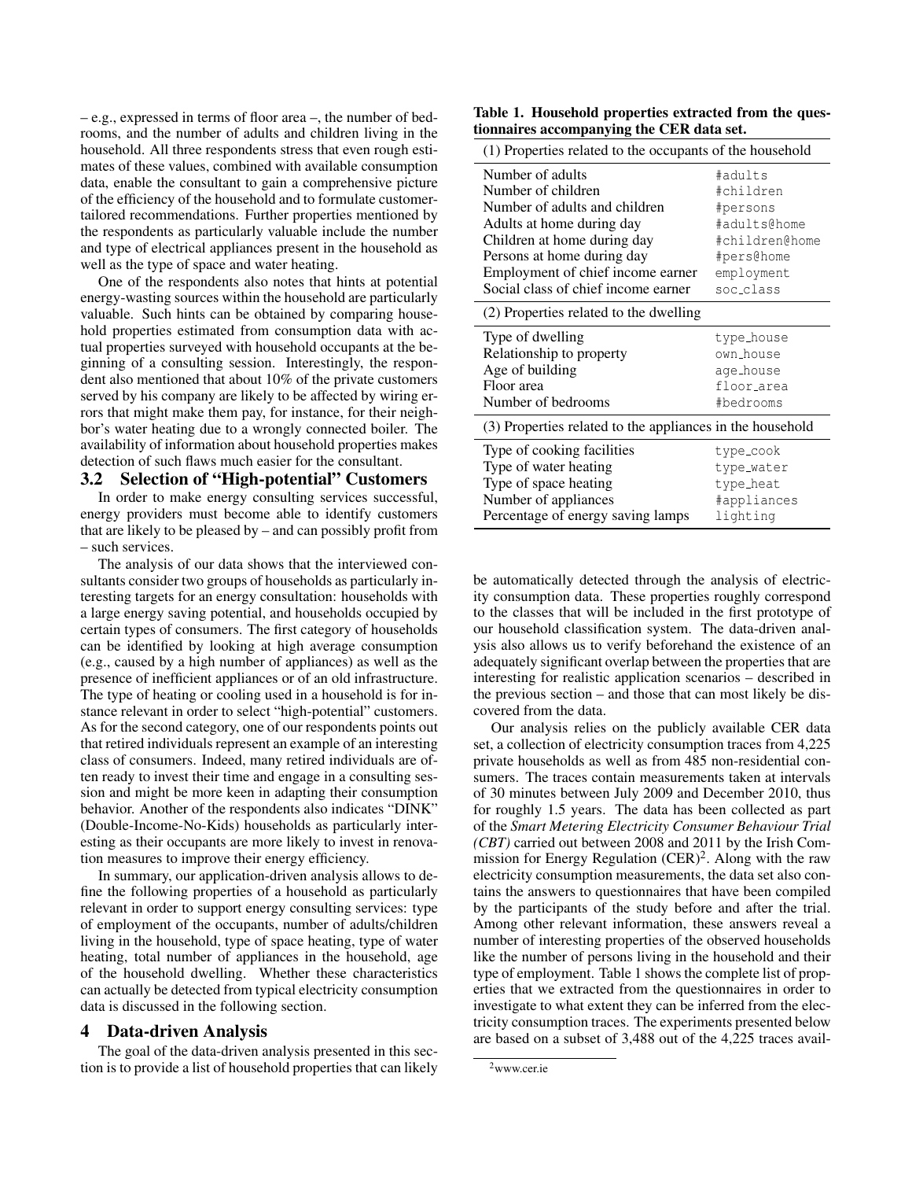– e.g., expressed in terms of floor area –, the number of bedrooms, and the number of adults and children living in the household. All three respondents stress that even rough estimates of these values, combined with available consumption data, enable the consultant to gain a comprehensive picture of the efficiency of the household and to formulate customer-tailored recommendations. Further properties mentioned by the respondents as particularly valuable include the number and type of electrical appliances present in the household as well as the type of space and water heating.

One of the respondents also notes that hints at potential energy-wasting sources within the household are particularly valuable. Such hints can be obtained by comparing household properties estimated from consumption data with actual properties surveyed with household occupants at the beginning of a consulting session. Interestingly, the respondent also mentioned that about 10% of the private customers served by his company are likely to be affected by wiring errors that might make them pay, for instance, for their neighbor's water heating due to a wrongly connected boiler. The availability of information about household properties makes detection of such flaws much easier for the consultant.

### 3.2 Selection of "High-potential" Customers

In order to make energy consulting services successful, energy providers must become able to identify customers that are likely to be pleased by – and can possibly profit from – such services.

The analysis of our data shows that the interviewed consultants consider two groups of households as particularly interesting targets for an energy consultation: households with a large energy saving potential, and households occupied by certain types of consumers. The first category of households can be identified by looking at high average consumption (e.g., caused by a high number of appliances) as well as the presence of inefficient appliances or of an old infrastructure. The type of heating or cooling used in a household is for instance relevant in order to select "high-potential" customers. As for the second category, one of our respondents points out that retired individuals represent an example of an interesting class of consumers. Indeed, many retired individuals are often ready to invest their time and engage in a consulting session and might be more keen in adapting their consumption behavior. Another of the respondents also indicates "DINK" (Double-Income-No-Kids) households as particularly interesting as their occupants are more likely to invest in renovation measures to improve their energy efficiency.

In summary, our application-driven analysis allows to define the following properties of a household as particularly relevant in order to support energy consulting services: type of employment of the occupants, number of adults/children living in the household, type of space heating, type of water heating, total number of appliances in the household, age of the household dwelling. Whether these characteristics can actually be detected from typical electricity consumption data is discussed in the following section.

## 4 Data-driven Analysis

The goal of the data-driven analysis presented in this section is to provide a list of household properties that can likely be automatically detected through the analysis of electricity consumption data. These properties roughly correspond to the classes that will be included in the first prototype of our household classification system. The data-driven analysis also allows us to verify beforehand the existence of an adequately significant overlap between the properties that are interesting for realistic application scenarios – described in the previous section – and those that can most likely be discovered from the data.

**Table 1. Household properties extracted from the questionnaires accompanying the CER data set.**

| Property | Label |
|---|---|
| **(1) Properties related to the occupants of the household** | |
| Number of adults | #adults |
| Number of children | #children |
| Number of adults and children | #persons |
| Adults at home during day | #adults@home |
| Children at home during day | #children@home |
| Persons at home during day | #pers@home |
| Employment of chief income earner | employment |
| Social class of chief income earner | soc_class |
| **(2) Properties related to the dwelling** | |
| Type of dwelling | type_house |
| Relationship to property | own_house |
| Age of building | age_house |
| Floor area | floor_area |
| Number of bedrooms | #bedrooms |
| **(3) Properties related to the appliances in the household** | |
| Type of cooking facilities | type_cook |
| Type of water heating | type_water |
| Type of space heating | type_heat |
| Number of appliances | #appliances |
| Percentage of energy saving lamps | lighting |

Our analysis relies on the publicly available CER data set, a collection of electricity consumption traces from 4,225 private households as well as from 485 non-residential consumers. The traces contain measurements taken at intervals of 30 minutes between July 2009 and December 2010, thus for roughly 1.5 years. The data has been collected as part of the *Smart Metering Electricity Consumer Behaviour Trial (CBT)* carried out between 2008 and 2011 by the Irish Commission for Energy Regulation (CER)[2]. Along with the raw electricity consumption measurements, the data set also contains the answers to questionnaires that have been compiled by the participants of the study before and after the trial. Among other relevant information, these answers reveal a number of interesting properties of the observed households like the number of persons living in the household and their type of employment. Table 1 shows the complete list of properties that we extracted from the questionnaires in order to investigate to what extent they can be inferred from the electricity consumption traces. The experiments presented below are based on a subset of 3,488 out of the 4,225 traces avail-

[2] www.cer.ie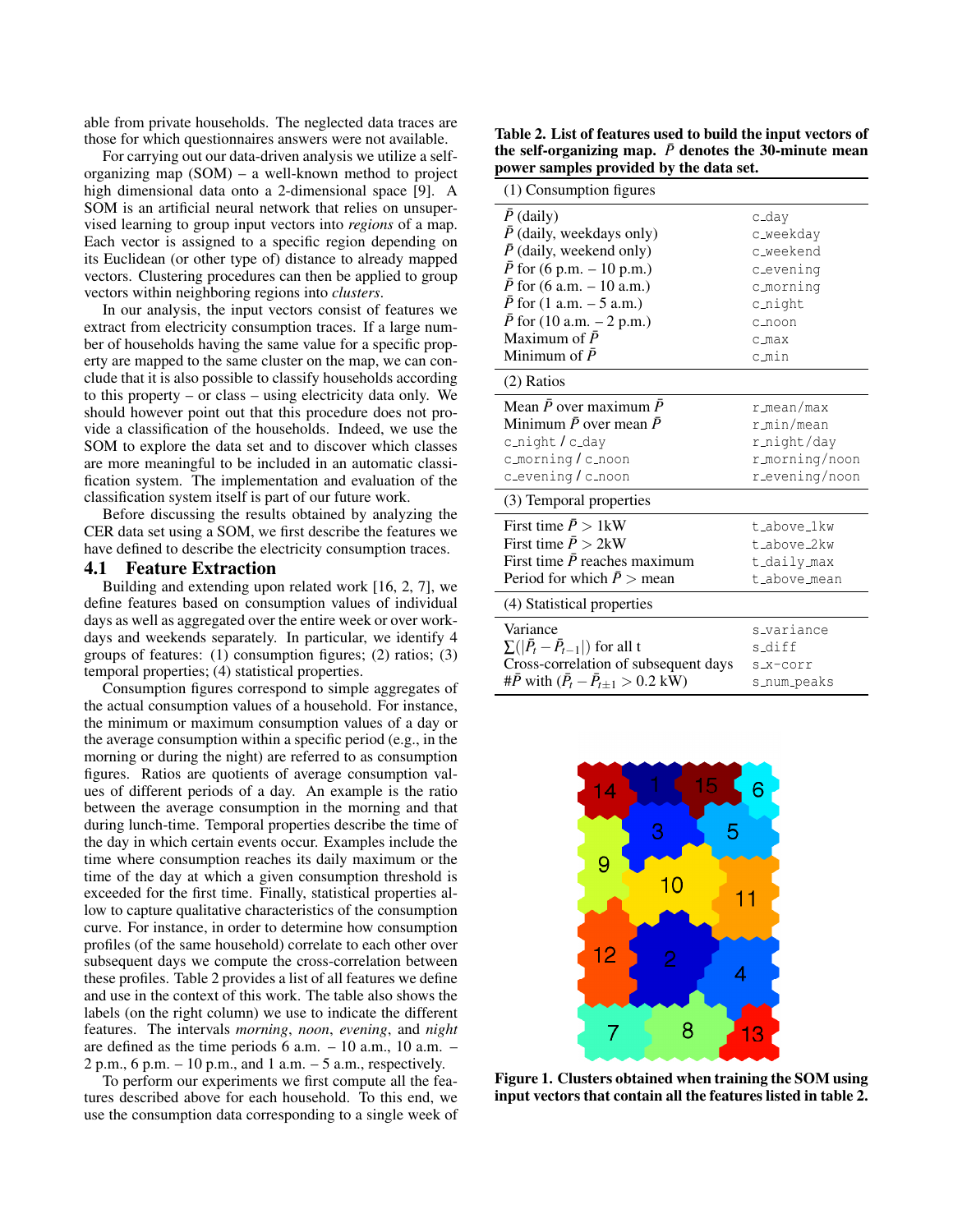able from private households. The neglected data traces are those for which questionnaires answers were not available.

For carrying out our data-driven analysis we utilize a self-organizing map (SOM) – a well-known method to project high dimensional data onto a 2-dimensional space [9]. A SOM is an artificial neural network that relies on unsupervised learning to group input vectors into *regions* of a map. Each vector is assigned to a specific region depending on its Euclidean (or other type of) distance to already mapped vectors. Clustering procedures can then be applied to group vectors within neighboring regions into *clusters*.

In our analysis, the input vectors consist of features we extract from electricity consumption traces. If a large number of households having the same value for a specific property are mapped to the same cluster on the map, we can conclude that it is also possible to classify households according to this property – or class – using electricity data only. We should however point out that this procedure does not provide a classification of the households. Indeed, we use the SOM to explore the data set and to discover which classes are more meaningful to be included in an automatic classification system. The implementation and evaluation of the classification system itself is part of our future work.

Before discussing the results obtained by analyzing the CER data set using a SOM, we first describe the features we have defined to describe the electricity consumption traces.

## 4.1 Feature Extraction

Building and extending upon related work [16, 2, 7], we define features based on consumption values of individual days as well as aggregated over the entire week or over workdays and weekends separately. In particular, we identify 4 groups of features: (1) consumption figures; (2) ratios; (3) temporal properties; (4) statistical properties.

Consumption figures correspond to simple aggregates of the actual consumption values of a household. For instance, the minimum or maximum consumption values of a day or the average consumption within a specific period (e.g., in the morning or during the night) are referred to as consumption figures. Ratios are quotients of average consumption values of different periods of a day. An example is the ratio between the average consumption in the morning and that during lunch-time. Temporal properties describe the time of the day in which certain events occur. Examples include the time where consumption reaches its daily maximum or the time of the day at which a given consumption threshold is exceeded for the first time. Finally, statistical properties allow to capture qualitative characteristics of the consumption curve. For instance, in order to determine how consumption profiles (of the same household) correlate to each other over subsequent days we compute the cross-correlation between these profiles. Table 2 provides a list of all features we define and use in the context of this work. The table also shows the labels (on the right column) we use to indicate the different features. The intervals *morning*, *noon*, *evening*, and *night* are defined as the time periods 6 a.m. – 10 a.m., 10 a.m. – 2 p.m., 6 p.m. – 10 p.m., and 1 a.m. – 5 a.m., respectively.

To perform our experiments we first compute all the features described above for each household. To this end, we use the consumption data corresponding to a single week of

**Table 2. List of features used to build the input vectors of the self-organizing map. $\bar{P}$ denotes the 30-minute mean power samples provided by the data set.**

| (1) Consumption figures | |
|---|---|
| $\bar{P}$ (daily) | c_day |
| $\bar{P}$ (daily, weekdays only) | c_weekday |
| $\bar{P}$ (daily, weekend only) | c_weekend |
| $\bar{P}$ for (6 p.m. – 10 p.m.) | c_evening |
| $\bar{P}$ for (6 a.m. – 10 a.m.) | c_morning |
| $\bar{P}$ for (1 a.m. – 5 a.m.) | c_night |
| $\bar{P}$ for (10 a.m. – 2 p.m.) | c_noon |
| Maximum of $\bar{P}$ | c_max |
| Minimum of $\bar{P}$ | c_min |
| **(2) Ratios** | |
| Mean $\bar{P}$ over maximum $\bar{P}$ | r_mean/max |
| Minimum $\bar{P}$ over mean $\bar{P}$ | r_min/mean |
| c_night / c_day | r_night/day |
| c_morning / c_noon | r_morning/noon |
| c_evening / c_noon | r_evening/noon |
| **(3) Temporal properties** | |
| First time $\bar{P} > 1$kW | t_above_1kw |
| First time $\bar{P} > 2$kW | t_above_2kw |
| First time $\bar{P}$ reaches maximum | t_daily_max |
| Period for which $\bar{P} >$ mean | t_above_mean |
| **(4) Statistical properties** | |
| Variance | s_variance |
| $\sum(\lvert\bar{P}_t - \bar{P}_{t-1}\rvert)$ for all t | s_diff |
| Cross-correlation of subsequent days | s_x-corr |
| $\#\bar{P}$ with $(\bar{P}_t - \bar{P}_{t\pm1} > 0.2$ kW) | s_num_peaks |

**Figure 1. Clusters obtained when training the SOM using input vectors that contain all the features listed in table 2.**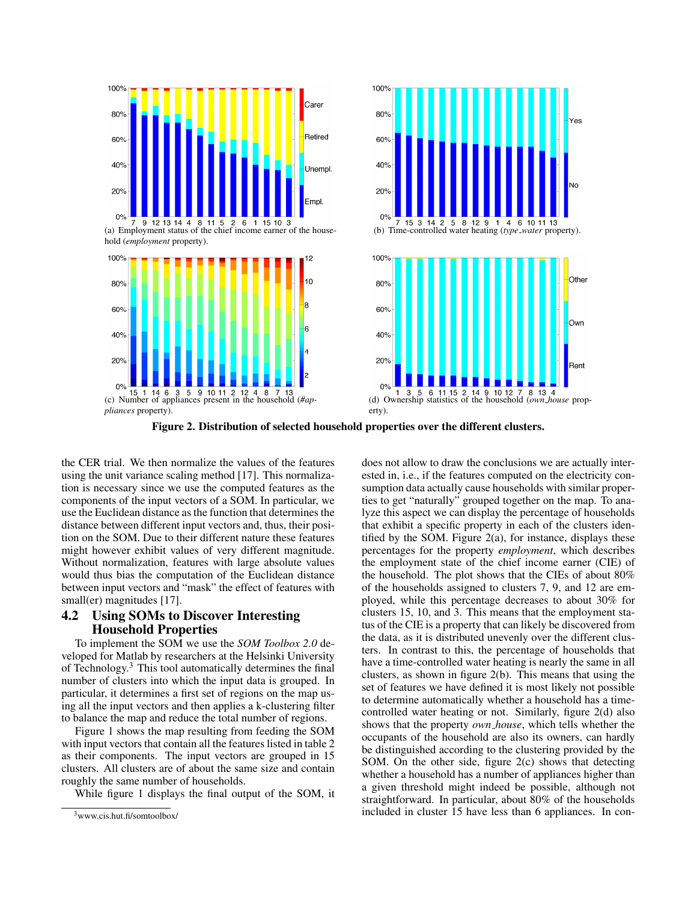(a) Employment status of the chief income earner of the household (*employment* property).

(b) Time-controlled water heating (*type_water* property).

(c) Number of appliances present in the household (*#appliances* property).

(d) Ownership statistics of the household (*own_house* property).

**Figure 2. Distribution of selected household properties over the different clusters.**

the CER trial. We then normalize the values of the features using the unit variance scaling method [17]. This normalization is necessary since we use the computed features as the components of the input vectors of a SOM. In particular, we use the Euclidean distance as the function that determines the distance between different input vectors and, thus, their position on the SOM. Due to their different nature these features might however exhibit values of very different magnitude. Without normalization, features with large absolute values would thus bias the computation of the Euclidean distance between input vectors and "mask" the effect of features with small(er) magnitudes [17].

## 4.2 Using SOMs to Discover Interesting Household Properties

To implement the SOM we use the *SOM Toolbox 2.0* developed for Matlab by researchers at the Helsinki University of Technology.[3] This tool automatically determines the final number of clusters into which the input data is grouped. In particular, it determines a first set of regions on the map using all the input vectors and then applies a k-clustering filter to balance the map and reduce the total number of regions.

Figure 1 shows the map resulting from feeding the SOM with input vectors that contain all the features listed in table 2 as their components. The input vectors are grouped in 15 clusters. All clusters are of about the same size and contain roughly the same number of households.

While figure 1 displays the final output of the SOM, it does not allow to draw the conclusions we are actually interested in, i.e., if the features computed on the electricity consumption data actually cause households with similar properties to get "naturally" grouped together on the map. To analyze this aspect we can display the percentage of households that exhibit a specific property in each of the clusters identified by the SOM. Figure 2(a), for instance, displays these percentages for the property *employment*, which describes the employment state of the chief income earner (CIE) of the household. The plot shows that the CIEs of about 80% of the households assigned to clusters 7, 9, and 12 are employed, while this percentage decreases to about 30% for clusters 15, 10, and 3. This means that the employment status of the CIE is a property that can likely be discovered from the data, as it is distributed unevenly over the different clusters. In contrast to this, the percentage of households that have a time-controlled water heating is nearly the same in all clusters, as shown in figure 2(b). This means that using the set of features we have defined it is most likely not possible to determine automatically whether a household has a time-controlled water heating or not. Similarly, figure 2(d) also shows that the property *own_house*, which tells whether the occupants of the household are also its owners, can hardly be distinguished according to the clustering provided by the SOM. On the other side, figure 2(c) shows that detecting whether a household has a number of appliances higher than a given threshold might indeed be possible, although not straightforward. In particular, about 80% of the households included in cluster 15 have less than 6 appliances. In con-

[3] www.cis.hut.fi/somtoolbox/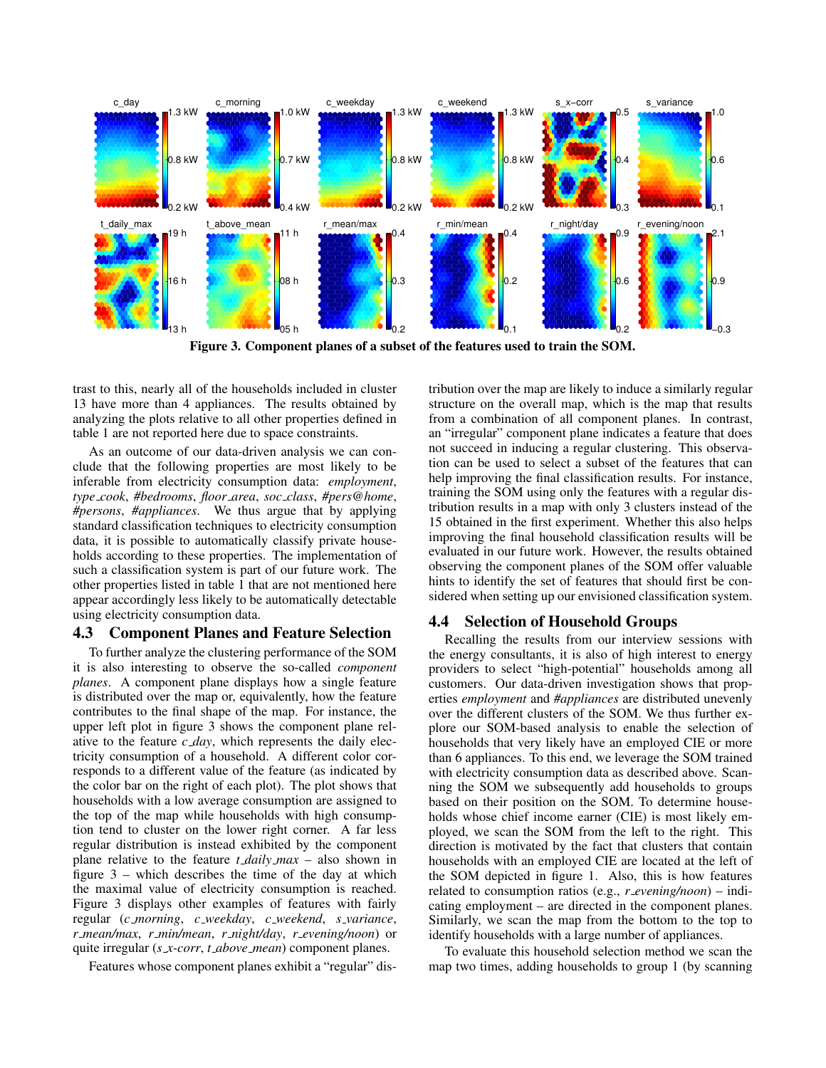**Figure 3. Component planes of a subset of the features used to train the SOM.**

trast to this, nearly all of the households included in cluster 13 have more than 4 appliances. The results obtained by analyzing the plots relative to all other properties defined in table 1 are not reported here due to space constraints.

As an outcome of our data-driven analysis we can conclude that the following properties are most likely to be inferable from electricity consumption data: *employment*, *type_cook*, *#bedrooms*, *floor_area*, *soc_class*, *#pers@home*, *#persons*, *#appliances*. We thus argue that by applying standard classification techniques to electricity consumption data, it is possible to automatically classify private households according to these properties. The implementation of such a classification system is part of our future work. The other properties listed in table 1 that are not mentioned here appear accordingly less likely to be automatically detectable using electricity consumption data.

## 4.3 Component Planes and Feature Selection

To further analyze the clustering performance of the SOM it is also interesting to observe the so-called *component planes*. A component plane displays how a single feature is distributed over the map or, equivalently, how the feature contributes to the final shape of the map. For instance, the upper left plot in figure 3 shows the component plane relative to the feature *c_day*, which represents the daily electricity consumption of a household. A different color corresponds to a different value of the feature (as indicated by the color bar on the right of each plot). The plot shows that households with a low average consumption are assigned to the top of the map while households with high consumption tend to cluster on the lower right corner. A far less regular distribution is instead exhibited by the component plane relative to the feature *t_daily_max* – also shown in figure 3 – which describes the time of the day at which the maximal value of electricity consumption is reached. Figure 3 displays other examples of features with fairly regular (*c_morning*, *c_weekday*, *c_weekend*, *s_variance*, *r_mean/max*, *r_min/mean*, *r_night/day*, *r_evening/noon*) or quite irregular (*s_x-corr*, *t_above_mean*) component planes.

Features whose component planes exhibit a "regular" distribution over the map are likely to induce a similarly regular structure on the overall map, which is the map that results from a combination of all component planes. In contrast, an "irregular" component plane indicates a feature that does not succeed in inducing a regular clustering. This observation can be used to select a subset of the features that can help improving the final classification results. For instance, training the SOM using only the features with a regular distribution results in a map with only 3 clusters instead of the 15 obtained in the first experiment. Whether this also helps improving the final household classification results will be evaluated in our future work. However, the results obtained observing the component planes of the SOM offer valuable hints to identify the set of features that should first be considered when setting up our envisioned classification system.

## 4.4 Selection of Household Groups

Recalling the results from our interview sessions with the energy consultants, it is also of high interest to energy providers to select "high-potential" households among all customers. Our data-driven investigation shows that properties *employment* and *#appliances* are distributed unevenly over the different clusters of the SOM. We thus further explore our SOM-based analysis to enable the selection of households that very likely have an employed CIE or more than 6 appliances. To this end, we leverage the SOM trained with electricity consumption data as described above. Scanning the SOM we subsequently add households to groups based on their position on the SOM. To determine households whose chief income earner (CIE) is most likely employed, we scan the SOM from the left to the right. This direction is motivated by the fact that clusters that contain households with an employed CIE are located at the left of the SOM depicted in figure 1. Also, this is how features related to consumption ratios (e.g., *r_evening/noon*) – indicating employment – are directed in the component planes. Similarly, we scan the map from the bottom to the top to identify households with a large number of appliances.

To evaluate this household selection method we scan the map two times, adding households to group 1 (by scanning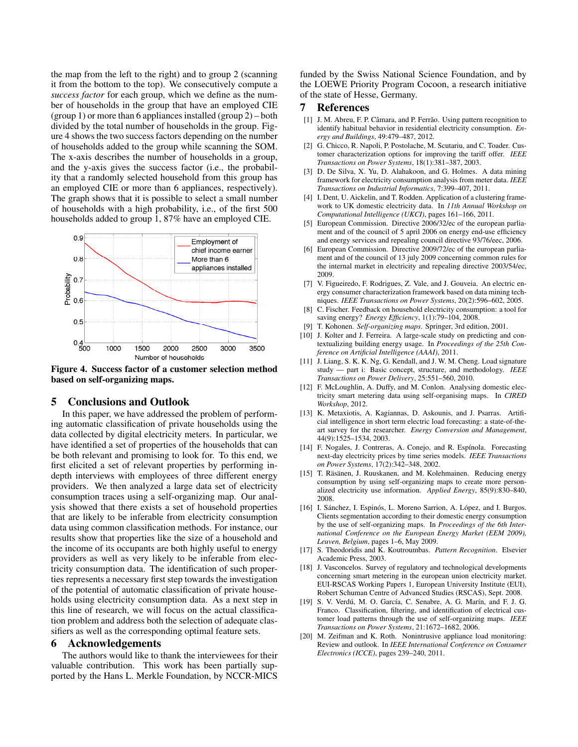the map from the left to the right) and to group 2 (scanning it from the bottom to the top). We consecutively compute a *success factor* for each group, which we define as the number of households in the group that have an employed CIE (group 1) or more than 6 appliances installed (group 2) – both divided by the total number of households in the group. Figure 4 shows the two success factors depending on the number of households added to the group while scanning the SOM. The x-axis describes the number of households in a group, and the y-axis gives the success factor (i.e., the probability that a randomly selected household from this group has an employed CIE or more than 6 appliances, respectively). The graph shows that it is possible to select a small number of households with a high probability, i.e., of the first 500 households added to group 1, 87% have an employed CIE.

Probability
0.9
0.8
0.7
0.6
0.5
0.4
500 1000 1500 2000 2500 3000 3500
Number of households
Employment of chief income earner
More than 6 appliances installed

**Figure 4. Success factor of a customer selection method based on self-organizing maps.**

## 5 Conclusions and Outlook

In this paper, we have addressed the problem of performing automatic classification of private households using the data collected by digital electricity meters. In particular, we have identified a set of properties of the households that can be both relevant and promising to look for. To this end, we first elicited a set of relevant properties by performing in-depth interviews with employees of three different energy providers. We then analyzed a large data set of electricity consumption traces using a self-organizing map. Our analysis showed that there exists a set of household properties that are likely to be inferable from electricity consumption data using common classification methods. For instance, our results show that properties like the size of a household and the income of its occupants are both highly useful to energy providers as well as very likely to be inferable from electricity consumption data. The identification of such properties represents a necessary first step towards the investigation of the potential of automatic classification of private households using electricity consumption data. As a next step in this line of research, we will focus on the actual classification problem and address both the selection of adequate classifiers as well as the corresponding optimal feature sets.

## 6 Acknowledgements

The authors would like to thank the interviewees for their valuable contribution. This work has been partially supported by the Hans L. Merkle Foundation, by NCCR-MICS funded by the Swiss National Science Foundation, and by the LOEWE Priority Program Cocoon, a research initiative of the state of Hesse, Germany.

## 7 References

[1] J. M. Abreu, F. P. Câmara, and P. Ferrão. Using pattern recognition to identify habitual behavior in residential electricity consumption. *Energy and Buildings*, 49:479–487, 2012.

[2] G. Chicco, R. Napoli, P. Postolache, M. Scutariu, and C. Toader. Customer characterization options for improving the tariff offer. *IEEE Transactions on Power Systems*, 18(1):381–387, 2003.

[3] D. De Silva, X. Yu, D. Alahakoon, and G. Holmes. A data mining framework for electricity consumption analysis from meter data. *IEEE Transactions on Industrial Informatics*, 7:399–407, 2011.

[4] I. Dent, U. Aickelin, and T. Rodden. Application of a clustering framework to UK domestic electricity data. In *11th Annual Workshop on Computational Intelligence (UKCI)*, pages 161–166, 2011.

[5] European Commission. Directive 2006/32/ec of the european parliament and of the council of 5 april 2006 on energy end-use efficiency and energy services and repealing council directive 93/76/eec, 2006.

[6] European Commission. Directive 2009/72/ec of the european parliament and of the council of 13 july 2009 concerning common rules for the internal market in electricity and repealing directive 2003/54/ec, 2009.

[7] V. Figueiredo, F. Rodrigues, Z. Vale, and J. Gouveia. An electric energy consumer characterization framework based on data mining techniques. *IEEE Transactions on Power Systems*, 20(2):596–602, 2005.

[8] C. Fischer. Feedback on household electricity consumption: a tool for saving energy? *Energy Efficiency*, 1(1):79–104, 2008.

[9] T. Kohonen. *Self-organizing maps*. Springer, 3rd edition, 2001.

[10] J. Kolter and J. Ferreira. A large-scale study on predicting and contextualizing building energy usage. In *Proceedings of the 25th Conference on Artificial Intelligence (AAAI)*, 2011.

[11] J. Liang, S. K. K. Ng, G. Kendall, and J. W. M. Cheng. Load signature study — part i: Basic concept, structure, and methodology. *IEEE Transactions on Power Delivery*, 25:551–560, 2010.

[12] F. McLoughlin, A. Duffy, and M. Conlon. Analysing domestic electricity smart metering data using self-organising maps. In *CIRED Workshop*, 2012.

[13] K. Metaxiotis, A. Kagiannas, D. Askounis, and J. Psarras. Artificial intelligence in short term electric load forecasting: a state-of-the-art survey for the researcher. *Energy Conversion and Management*, 44(9):1525–1534, 2003.

[14] F. Nogales, J. Contreras, A. Conejo, and R. Espínola. Forecasting next-day electricity prices by time series models. *IEEE Transactions on Power Systems*, 17(2):342–348, 2002.

[15] T. Räsänen, J. Ruuskanen, and M. Kolehmainen. Reducing energy consumption by using self-organizing maps to create more personalized electricity use information. *Applied Energy*, 85(9):830–840, 2008.

[16] I. Sánchez, I. Espinós, L. Moreno Sarrion, A. López, and I. Burgos. Clients segmentation according to their domestic energy consumption by the use of self-organizing maps. In *Proceedings of the 6th International Conference on the European Energy Market (EEM 2009), Leuven, Belgium*, pages 1–6, May 2009.

[17] S. Theodoridis and K. Koutroumbas. *Pattern Recognition*. Elsevier Academic Press, 2003.

[18] J. Vasconcelos. Survey of regulatory and technological developments concerning smart metering in the european union electricity market. EUI-RSCAS Working Papers 1, European University Institute (EUI), Robert Schuman Centre of Advanced Studies (RSCAS), Sept. 2008.

[19] S. V. Verdú, M. O. García, C. Senabre, A. G. Marín, and F. J. G. Franco. Classification, filtering, and identification of electrical customer load patterns through the use of self-organizing maps. *IEEE Transactions on Power Systems*, 21:1672–1682, 2006.

[20] M. Zeifman and K. Roth. Nonintrusive appliance load monitoring: Review and outlook. In *IEEE International Conference on Consumer Electronics (ICCE)*, pages 239–240, 2011.